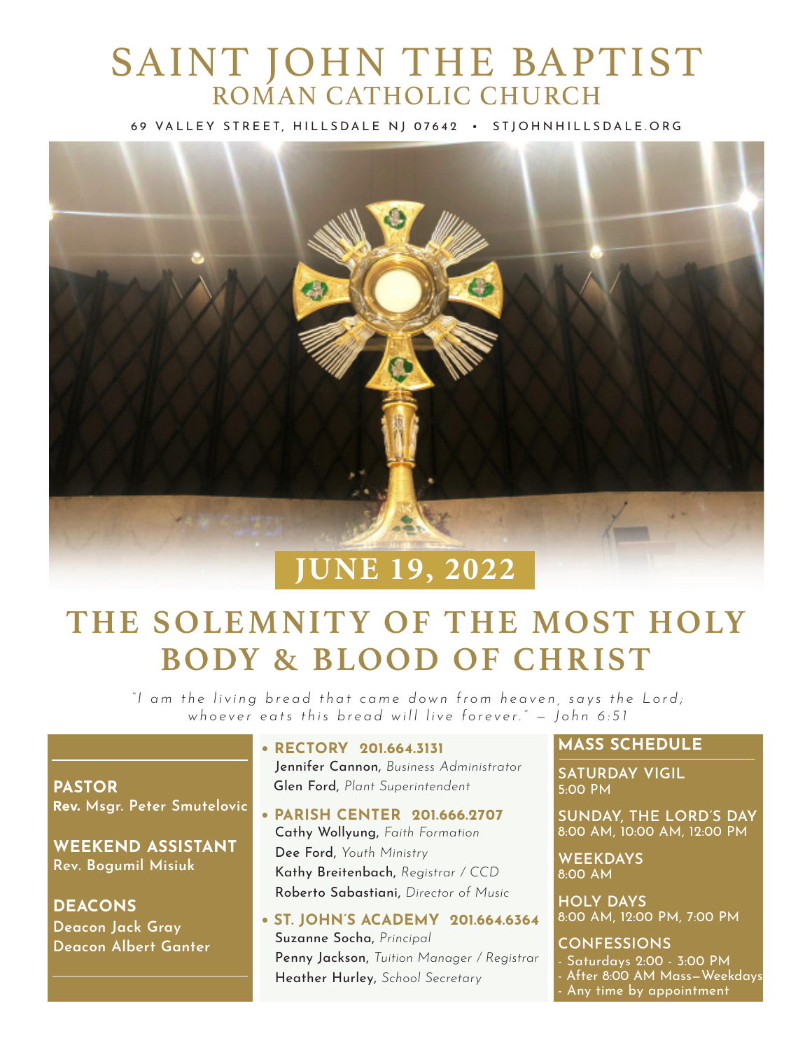# SAINT JOHN THE BAPTIST
## ROMAN CATHOLIC CHURCH

69 VALLEY STREET, HILLSDALE NJ 07642 • STJOHNHILLSDALE.ORG

**JUNE 19, 2022**

# THE SOLEMNITY OF THE MOST HOLY BODY & BLOOD OF CHRIST

*"I am the living bread that came down from heaven, says the Lord; whoever eats this bread will live forever." — John 6:51*

**PASTOR**
**Rev.** Msgr. Peter Smutelovic

**WEEKEND ASSISTANT**
Rev. Bogumil Misiuk

**DEACONS**
Deacon Jack Gray
Deacon Albert Ganter

- **RECTORY 201.664.3131**
  Jennifer Cannon, *Business Administrator*
  Glen Ford, *Plant Superintendent*
- **PARISH CENTER 201.666.2707**
  Cathy Wollyung, *Faith Formation*
  Dee Ford, *Youth Ministry*
  Kathy Breitenbach, *Registrar / CCD*
  Roberto Sabastiani, *Director of Music*
- **ST. JOHN'S ACADEMY 201.664.6364**
  Suzanne Socha, *Principal*
  Penny Jackson, *Tuition Manager / Registrar*
  Heather Hurley, *School Secretary*

## MASS SCHEDULE

**SATURDAY VIGIL**
5:00 PM

**SUNDAY, THE LORD'S DAY**
8:00 AM, 10:00 AM, 12:00 PM

**WEEKDAYS**
8:00 AM

**HOLY DAYS**
8:00 AM, 12:00 PM, 7:00 PM

**CONFESSIONS**
- Saturdays 2:00 - 3:00 PM
- After 8:00 AM Mass—Weekdays
- Any time by appointment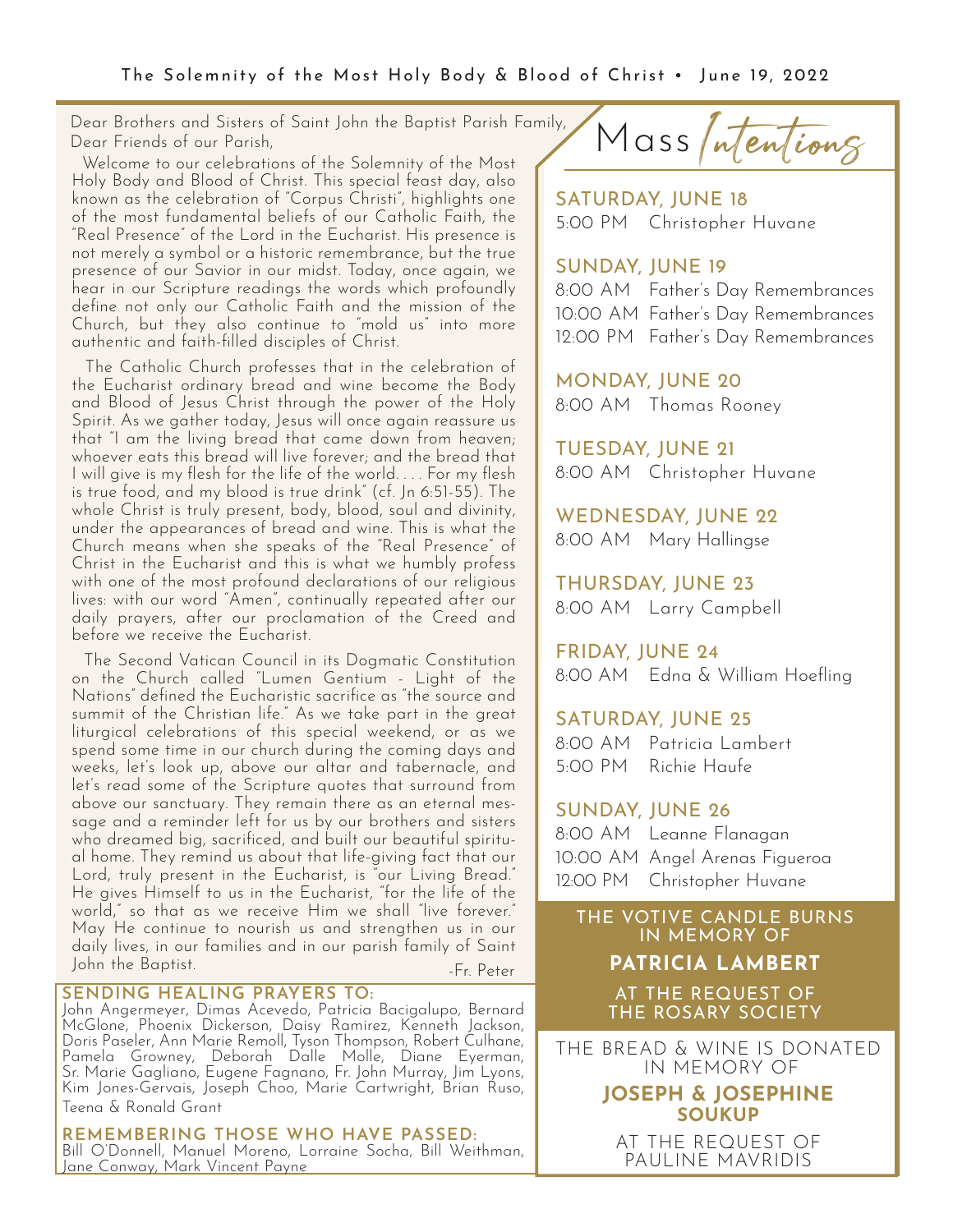Dear Brothers and Sisters of Saint John the Baptist Parish Family,
Dear Friends of our Parish,

Welcome to our celebrations of the Solemnity of the Most Holy Body and Blood of Christ. This special feast day, also known as the celebration of "Corpus Christi", highlights one of the most fundamental beliefs of our Catholic Faith, the "Real Presence" of the Lord in the Eucharist. His presence is not merely a symbol or a historic remembrance, but the true presence of our Savior in our midst. Today, once again, we hear in our Scripture readings the words which profoundly define not only our Catholic Faith and the mission of the Church, but they also continue to "mold us" into more authentic and faith-filled disciples of Christ.

The Catholic Church professes that in the celebration of the Eucharist ordinary bread and wine become the Body and Blood of Jesus Christ through the power of the Holy Spirit. As we gather today, Jesus will once again reassure us that "I am the living bread that came down from heaven; whoever eats this bread will live forever; and the bread that I will give is my flesh for the life of the world. . . . For my flesh is true food, and my blood is true drink" (cf. Jn 6:51-55). The whole Christ is truly present, body, blood, soul and divinity, under the appearances of bread and wine. This is what the Church means when she speaks of the "Real Presence" of Christ in the Eucharist and this is what we humbly profess with one of the most profound declarations of our religious lives: with our word "Amen", continually repeated after our daily prayers, after our proclamation of the Creed and before we receive the Eucharist.

The Second Vatican Council in its Dogmatic Constitution on the Church called "Lumen Gentium - Light of the Nations" defined the Eucharistic sacrifice as "the source and summit of the Christian life." As we take part in the great liturgical celebrations of this special weekend, or as we spend some time in our church during the coming days and weeks, let's look up, above our altar and tabernacle, and let's read some of the Scripture quotes that surround from above our sanctuary. They remain there as an eternal message and a reminder left for us by our brothers and sisters who dreamed big, sacrificed, and built our beautiful spiritual home. They remind us about that life-giving fact that our Lord, truly present in the Eucharist, is "our Living Bread." He gives Himself to us in the Eucharist, "for the life of the world," so that as we receive Him we shall "live forever." May He continue to nourish us and strengthen us in our daily lives, in our families and in our parish family of Saint John the Baptist.

-Fr. Peter

### SENDING HEALING PRAYERS TO:

John Angermeyer, Dimas Acevedo, Patricia Bacigalupo, Bernard McGlone, Phoenix Dickerson, Daisy Ramirez, Kenneth Jackson, Doris Paseler, Ann Marie Remoll, Tyson Thompson, Robert Culhane, Pamela Growney, Deborah Dalle Molle, Diane Eyerman, Sr. Marie Gagliano, Eugene Fagnano, Fr. John Murray, Jim Lyons, Kim Jones-Gervais, Joseph Choo, Marie Cartwright, Brian Ruso, Teena & Ronald Grant

### REMEMBERING THOSE WHO HAVE PASSED:

Bill O'Donnell, Manuel Moreno, Lorraine Socha, Bill Weithman, Jane Conway, Mark Vincent Payne

## Mass Intentions

### SATURDAY, JUNE 18
5:00 PM Christopher Huvane

### SUNDAY, JUNE 19
8:00 AM Father's Day Remembrances
10:00 AM Father's Day Remembrances
12:00 PM Father's Day Remembrances

### MONDAY, JUNE 20
8:00 AM Thomas Rooney

### TUESDAY, JUNE 21
8:00 AM Christopher Huvane

### WEDNESDAY, JUNE 22
8:00 AM Mary Hallingse

### THURSDAY, JUNE 23
8:00 AM Larry Campbell

### FRIDAY, JUNE 24
8:00 AM Edna & William Hoefling

### SATURDAY, JUNE 25
8:00 AM Patricia Lambert
5:00 PM Richie Haufe

### SUNDAY, JUNE 26
8:00 AM Leanne Flanagan
10:00 AM Angel Arenas Figueroa
12:00 PM Christopher Huvane

THE VOTIVE CANDLE BURNS IN MEMORY OF

**PATRICIA LAMBERT**

AT THE REQUEST OF THE ROSARY SOCIETY

THE BREAD & WINE IS DONATED IN MEMORY OF

**JOSEPH & JOSEPHINE SOUKUP**

AT THE REQUEST OF PAULINE MAVRIDIS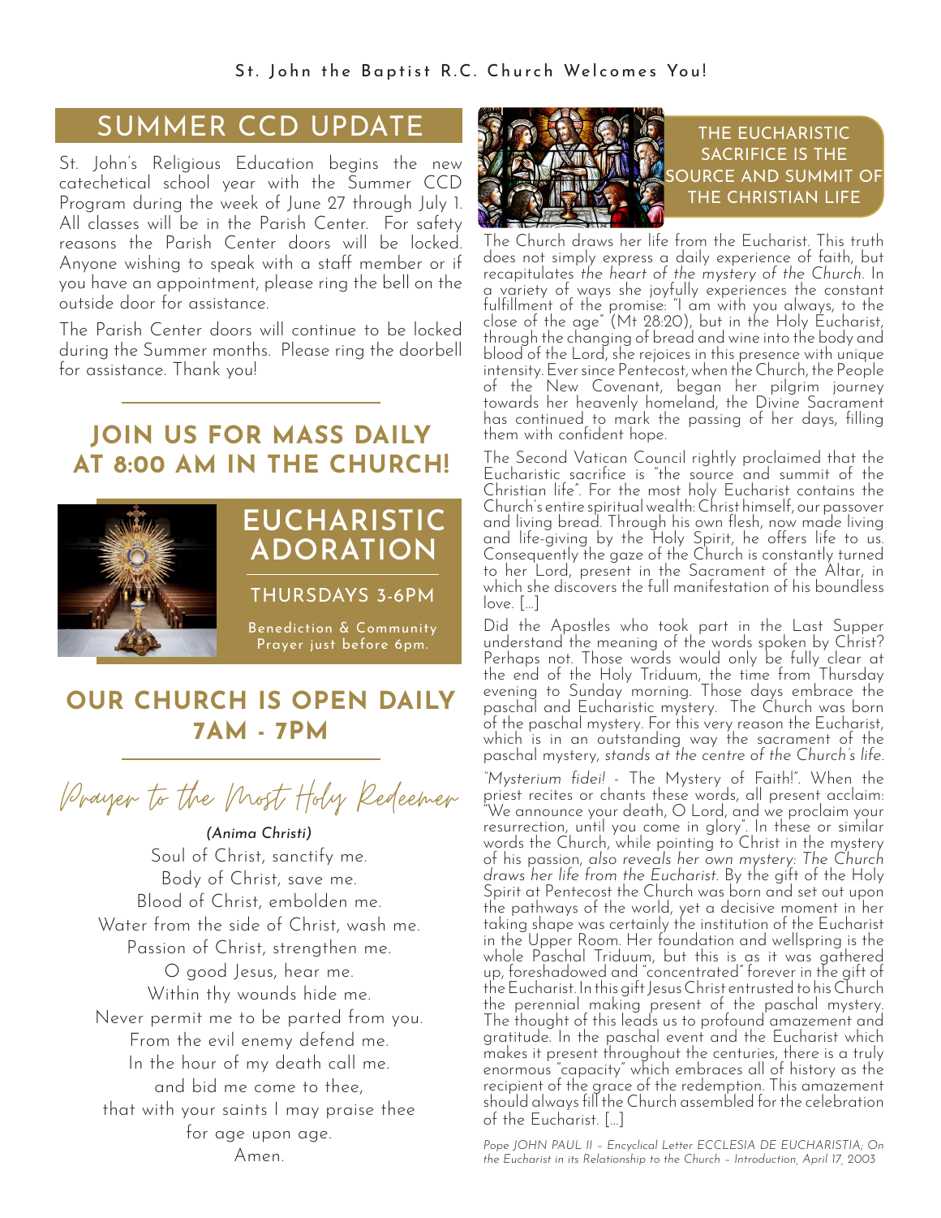St. John the Baptist R.C. Church Welcomes You!

## SUMMER CCD UPDATE

St. John's Religious Education begins the new catechetical school year with the Summer CCD Program during the week of June 27 through July 1. All classes will be in the Parish Center. For safety reasons the Parish Center doors will be locked. Anyone wishing to speak with a staff member or if you have an appointment, please ring the bell on the outside door for assistance.

The Parish Center doors will continue to be locked during the Summer months. Please ring the doorbell for assistance. Thank you!

## JOIN US FOR MASS DAILY AT 8:00 AM IN THE CHURCH!

## EUCHARISTIC ADORATION

### THURSDAYS 3-6PM

Benediction & Community Prayer just before 6pm.

## OUR CHURCH IS OPEN DAILY 7AM - 7PM

## Prayer to the Most Holy Redeemer

*(Anima Christi)*

Soul of Christ, sanctify me.
Body of Christ, save me.
Blood of Christ, embolden me.
Water from the side of Christ, wash me.
Passion of Christ, strengthen me.
O good Jesus, hear me.
Within thy wounds hide me.
Never permit me to be parted from you.
From the evil enemy defend me.
In the hour of my death call me.
and bid me come to thee,
that with your saints I may praise thee
for age upon age.
Amen.

## THE EUCHARISTIC SACRIFICE IS THE SOURCE AND SUMMIT OF THE CHRISTIAN LIFE

The Church draws her life from the Eucharist. This truth does not simply express a daily experience of faith, but recapitulates *the heart of the mystery of the Church*. In a variety of ways she joyfully experiences the constant fulfillment of the promise: "I am with you always, to the close of the age" (Mt 28:20), but in the Holy Eucharist, through the changing of bread and wine into the body and blood of the Lord, she rejoices in this presence with unique intensity. Ever since Pentecost, when the Church, the People of the New Covenant, began her pilgrim journey towards her heavenly homeland, the Divine Sacrament has continued to mark the passing of her days, filling them with confident hope.

The Second Vatican Council rightly proclaimed that the Eucharistic sacrifice is "the source and summit of the Christian life". For the most holy Eucharist contains the Church's entire spiritual wealth: Christ himself, our passover and living bread. Through his own flesh, now made living and life-giving by the Holy Spirit, he offers life to us. Consequently the gaze of the Church is constantly turned to her Lord, present in the Sacrament of the Altar, in which she discovers the full manifestation of his boundless love. [...]

Did the Apostles who took part in the Last Supper understand the meaning of the words spoken by Christ? Perhaps not. Those words would only be fully clear at the end of the Holy Triduum, the time from Thursday evening to Sunday morning. Those days embrace the paschal and Eucharistic mystery. The Church was born of the paschal mystery. For this very reason the Eucharist, which is in an outstanding way the sacrament of the paschal mystery, *stands at the centre of the Church's life*.

"*Mysterium fidei!* - The Mystery of Faith!". When the priest recites or chants these words, all present acclaim: "We announce your death, O Lord, and we proclaim your resurrection, until you come in glory". In these or similar words the Church, while pointing to Christ in the mystery of his passion, *also reveals her own mystery: The Church draws her life from the Eucharist*. By the gift of the Holy Spirit at Pentecost the Church was born and set out upon the pathways of the world, yet a decisive moment in her taking shape was certainly the institution of the Eucharist in the Upper Room. Her foundation and wellspring is the whole Paschal Triduum, but this is as it was gathered up, foreshadowed and "concentrated" forever in the gift of the Eucharist. In this gift Jesus Christ entrusted to his Church the perennial making present of the paschal mystery. The thought of this leads us to profound amazement and gratitude. In the paschal event and the Eucharist which makes it present throughout the centuries, there is a truly enormous "capacity" which embraces all of history as the recipient of the grace of the redemption. This amazement should always fill the Church assembled for the celebration of the Eucharist. [...]

*Pope JOHN PAUL II – Encyclical Letter ECCLESIA DE EUCHARISTIA; On the Eucharist in its Relationship to the Church – Introduction, April 17, 2003*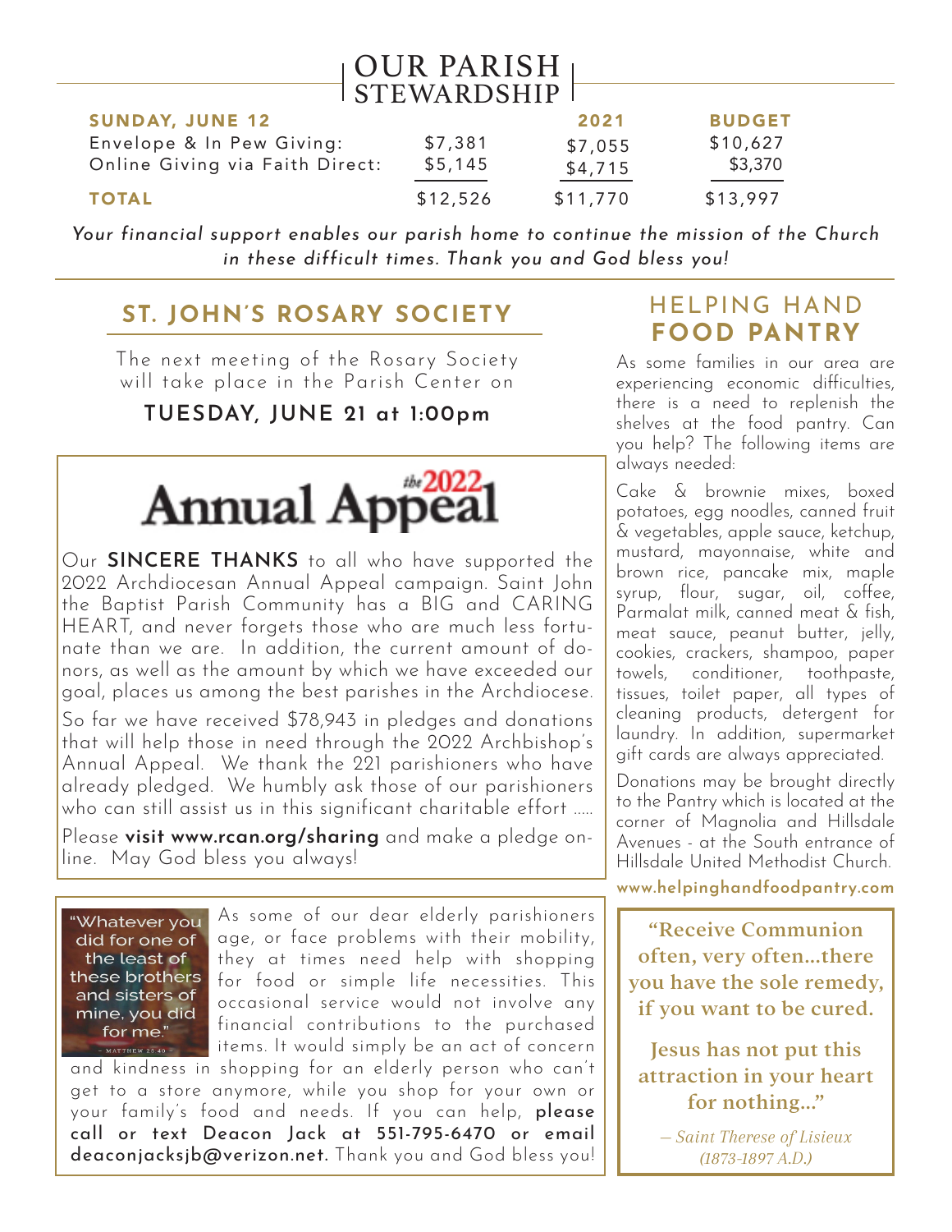# OUR PARISH STEWARDSHIP

| SUNDAY, JUNE 12 | | 2021 | BUDGET |
|---|---|---|---|
| Envelope & In Pew Giving: | $7,381 | $7,055 | $10,627 |
| Online Giving via Faith Direct: | $5,145 | $4,715 | $3,370 |
| **TOTAL** | $12,526 | $11,770 | $13,997 |

*Your financial support enables our parish home to continue the mission of the Church in these difficult times. Thank you and God bless you!*

## ST. JOHN'S ROSARY SOCIETY

The next meeting of the Rosary Society will take place in the Parish Center on

**TUESDAY, JUNE 21 at 1:00pm**

## the 2022 Annual Appeal

Our **SINCERE THANKS** to all who have supported the 2022 Archdiocesan Annual Appeal campaign. Saint John the Baptist Parish Community has a BIG and CARING HEART, and never forgets those who are much less fortunate than we are. In addition, the current amount of donors, as well as the amount by which we have exceeded our goal, places us among the best parishes in the Archdiocese.

So far we have received $78,943 in pledges and donations that will help those in need through the 2022 Archbishop's Annual Appeal. We thank the 221 parishioners who have already pledged. We humbly ask those of our parishioners who can still assist us in this significant charitable effort .....

Please **visit www.rcan.org/sharing** and make a pledge online. May God bless you always!

"Whatever you did for one of the least of these brothers and sisters of mine, you did for me."
– MATTHEW 25:40 –

As some of our dear elderly parishioners age, or face problems with their mobility, they at times need help with shopping for food or simple life necessities. This occasional service would not involve any financial contributions to the purchased items. It would simply be an act of concern and kindness in shopping for an elderly person who can't get to a store anymore, while you shop for your own or your family's food and needs. If you can help, **please call or text Deacon Jack at 551-795-6470 or email deaconjacksjb@verizon.net.** Thank you and God bless you!

## HELPING HAND FOOD PANTRY

As some families in our area are experiencing economic difficulties, there is a need to replenish the shelves at the food pantry. Can you help? The following items are always needed:

Cake & brownie mixes, boxed potatoes, egg noodles, canned fruit & vegetables, apple sauce, ketchup, mustard, mayonnaise, white and brown rice, pancake mix, maple syrup, flour, sugar, oil, coffee, Parmalat milk, canned meat & fish, meat sauce, peanut butter, jelly, cookies, crackers, shampoo, paper towels, conditioner, toothpaste, tissues, toilet paper, all types of cleaning products, detergent for laundry. In addition, supermarket gift cards are always appreciated.

Donations may be brought directly to the Pantry which is located at the corner of Magnolia and Hillsdale Avenues - at the South entrance of Hillsdale United Methodist Church.

**www.helpinghandfoodpantry.com**

**"Receive Communion often, very often...there you have the sole remedy, if you want to be cured.**

**Jesus has not put this attraction in your heart for nothing..."**

*— Saint Therese of Lisieux (1873-1897 A.D.)*